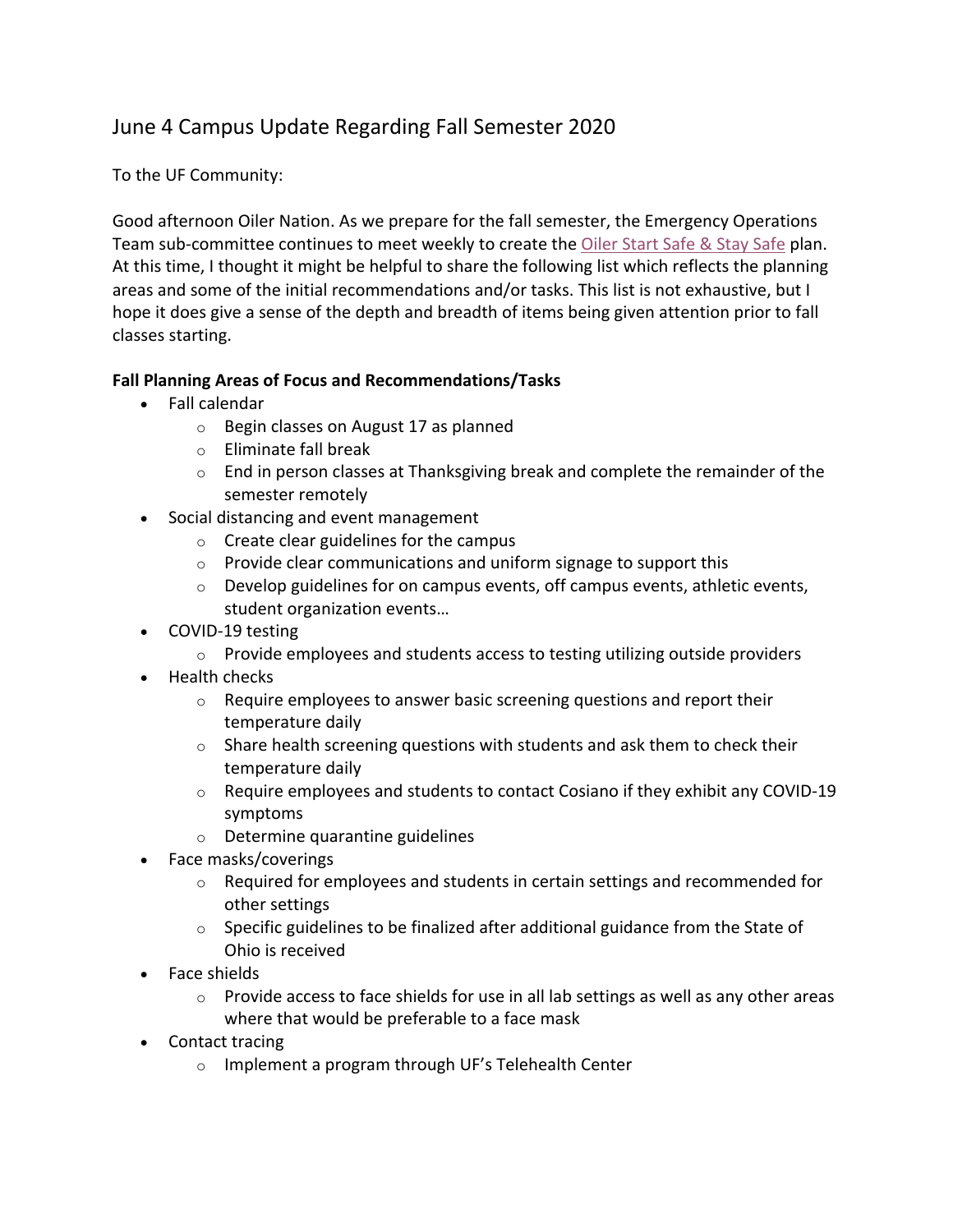# June 4 Campus Update Regarding Fall Semester 2020

To the UF Community:

Good afternoon Oiler Nation. As we prepare for the fall semester, the Emergency Operations Team sub-committee continues to meet weekly to create the Oiler Start Safe & Stay Safe plan. At this time, I thought it might be helpful to share the following list which reflects the planning areas and some of the initial recommendations and/or tasks. This list is not exhaustive, but I hope it does give a sense of the depth and breadth of items being given attention prior to fall classes starting.

**Fall Planning Areas of Focus and Recommendations/Tasks**

- Fall calendar
  - Begin classes on August 17 as planned
  - Eliminate fall break
  - End in person classes at Thanksgiving break and complete the remainder of the semester remotely
- Social distancing and event management
  - Create clear guidelines for the campus
  - Provide clear communications and uniform signage to support this
  - Develop guidelines for on campus events, off campus events, athletic events, student organization events…
- COVID-19 testing
  - Provide employees and students access to testing utilizing outside providers
- Health checks
  - Require employees to answer basic screening questions and report their temperature daily
  - Share health screening questions with students and ask them to check their temperature daily
  - Require employees and students to contact Cosiano if they exhibit any COVID-19 symptoms
  - Determine quarantine guidelines
- Face masks/coverings
  - Required for employees and students in certain settings and recommended for other settings
  - Specific guidelines to be finalized after additional guidance from the State of Ohio is received
- Face shields
  - Provide access to face shields for use in all lab settings as well as any other areas where that would be preferable to a face mask
- Contact tracing
  - Implement a program through UF's Telehealth Center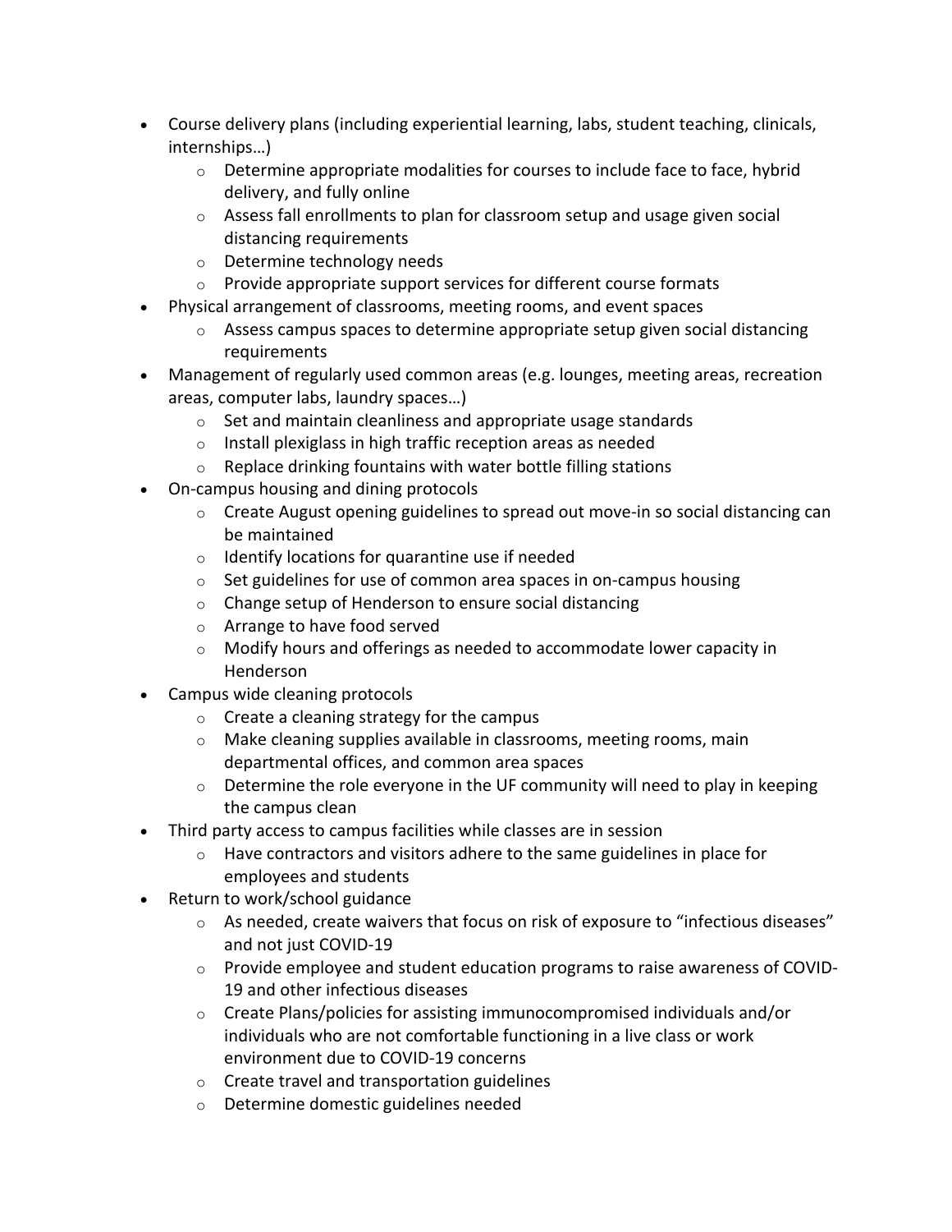- Course delivery plans (including experiential learning, labs, student teaching, clinicals, internships…)
    - Determine appropriate modalities for courses to include face to face, hybrid delivery, and fully online
    - Assess fall enrollments to plan for classroom setup and usage given social distancing requirements
    - Determine technology needs
    - Provide appropriate support services for different course formats
- Physical arrangement of classrooms, meeting rooms, and event spaces
    - Assess campus spaces to determine appropriate setup given social distancing requirements
- Management of regularly used common areas (e.g. lounges, meeting areas, recreation areas, computer labs, laundry spaces…)
    - Set and maintain cleanliness and appropriate usage standards
    - Install plexiglass in high traffic reception areas as needed
    - Replace drinking fountains with water bottle filling stations
- On-campus housing and dining protocols
    - Create August opening guidelines to spread out move-in so social distancing can be maintained
    - Identify locations for quarantine use if needed
    - Set guidelines for use of common area spaces in on-campus housing
    - Change setup of Henderson to ensure social distancing
    - Arrange to have food served
    - Modify hours and offerings as needed to accommodate lower capacity in Henderson
- Campus wide cleaning protocols
    - Create a cleaning strategy for the campus
    - Make cleaning supplies available in classrooms, meeting rooms, main departmental offices, and common area spaces
    - Determine the role everyone in the UF community will need to play in keeping the campus clean
- Third party access to campus facilities while classes are in session
    - Have contractors and visitors adhere to the same guidelines in place for employees and students
- Return to work/school guidance
    - As needed, create waivers that focus on risk of exposure to "infectious diseases" and not just COVID-19
    - Provide employee and student education programs to raise awareness of COVID-19 and other infectious diseases
    - Create Plans/policies for assisting immunocompromised individuals and/or individuals who are not comfortable functioning in a live class or work environment due to COVID-19 concerns
    - Create travel and transportation guidelines
    - Determine domestic guidelines needed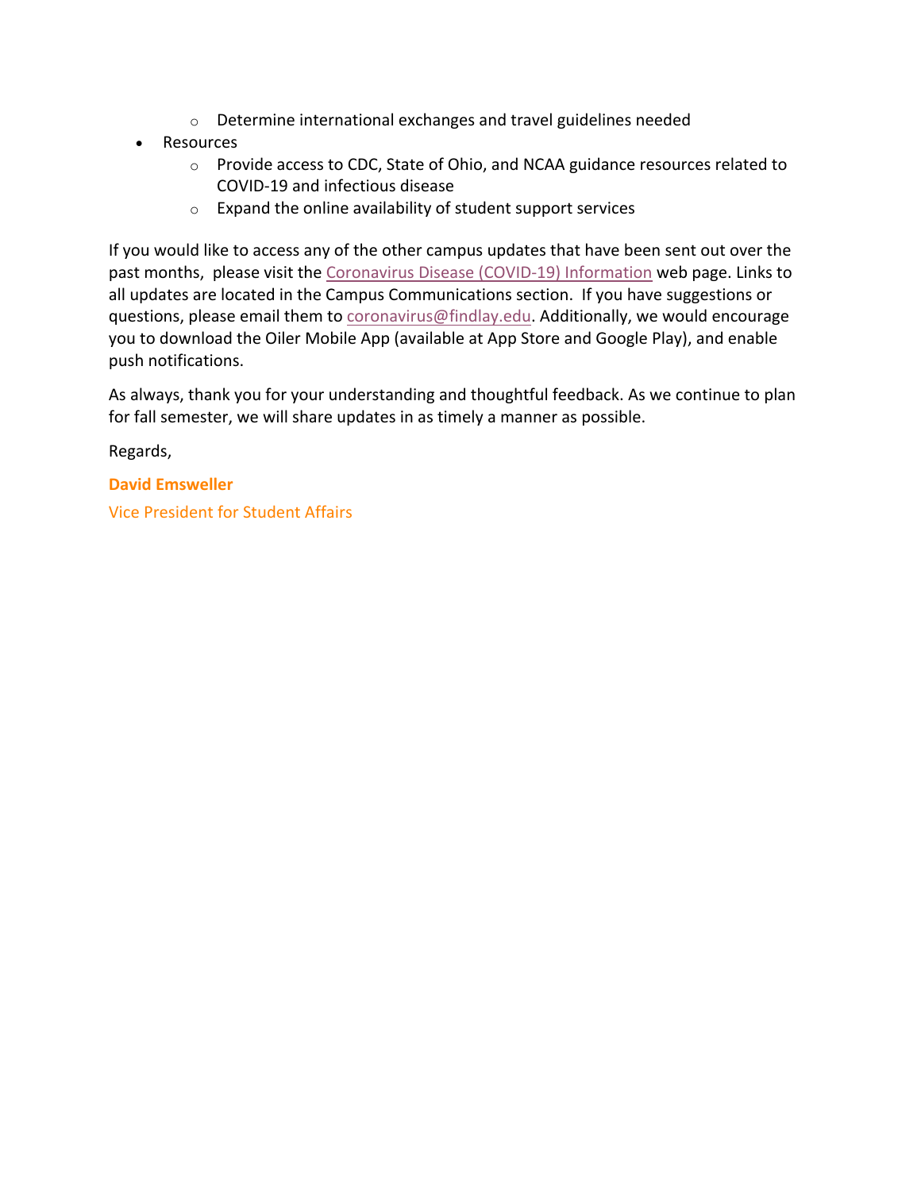- Determine international exchanges and travel guidelines needed
- Resources
  - Provide access to CDC, State of Ohio, and NCAA guidance resources related to COVID-19 and infectious disease
  - Expand the online availability of student support services

If you would like to access any of the other campus updates that have been sent out over the past months, please visit the [Coronavirus Disease (COVID-19) Information]() web page. Links to all updates are located in the Campus Communications section. If you have suggestions or questions, please email them to [coronavirus@findlay.edu](mailto:coronavirus@findlay.edu). Additionally, we would encourage you to download the Oiler Mobile App (available at App Store and Google Play), and enable push notifications.

As always, thank you for your understanding and thoughtful feedback. As we continue to plan for fall semester, we will share updates in as timely a manner as possible.

Regards,

**David Emsweller**

Vice President for Student Affairs